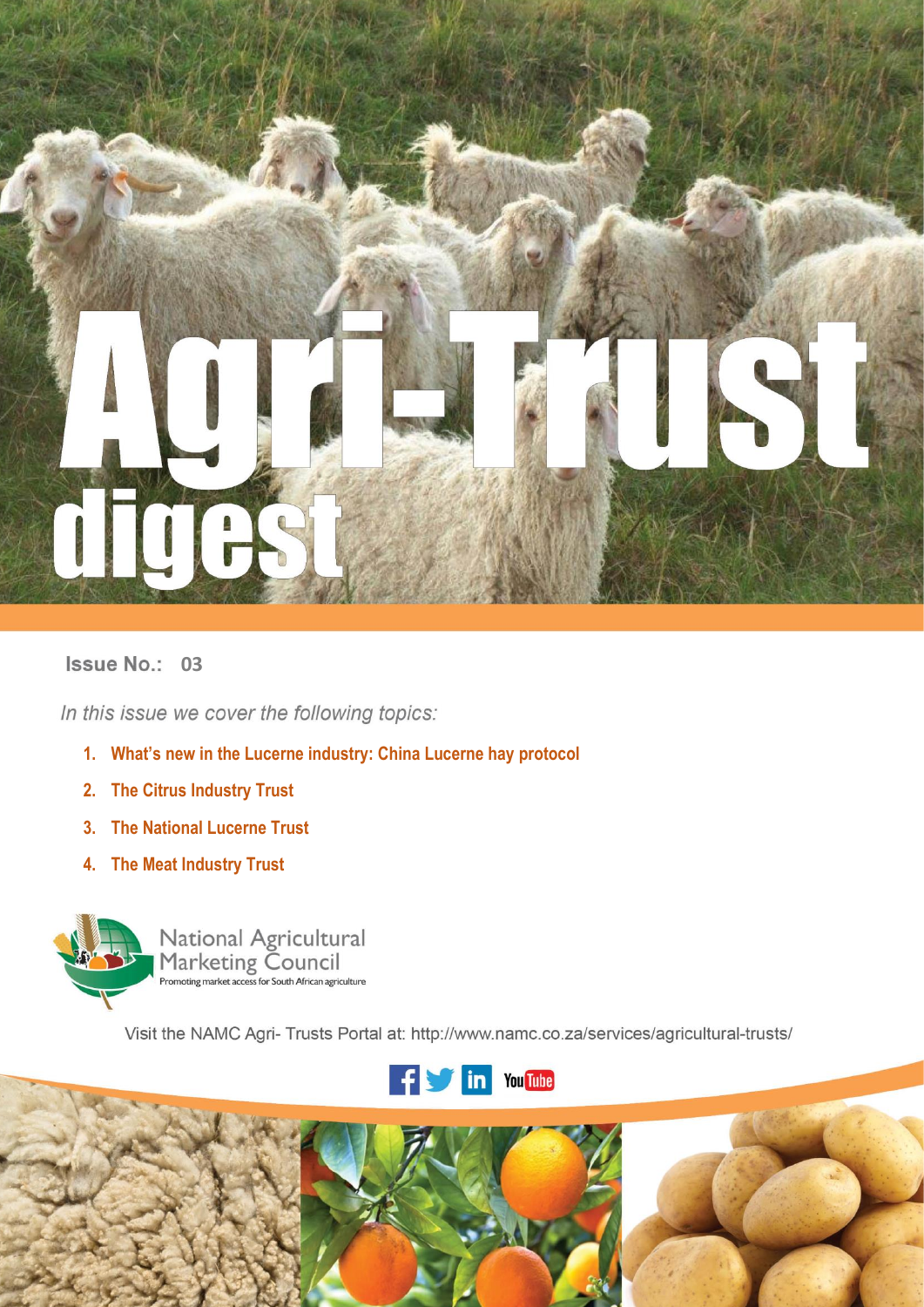# Agri-Trust digest

**Issue No.: 03**

*In this issue we cover the following topics:*

1. **What's new in the Lucerne industry: China Lucerne hay protocol**
2. **The Citrus Industry Trust**
3. **The National Lucerne Trust**
4. **The Meat Industry Trust**

National Agricultural Marketing Council
Promoting market access for South African agriculture

Visit the NAMC Agri- Trusts Portal at: http://www.namc.co.za/services/agricultural-trusts/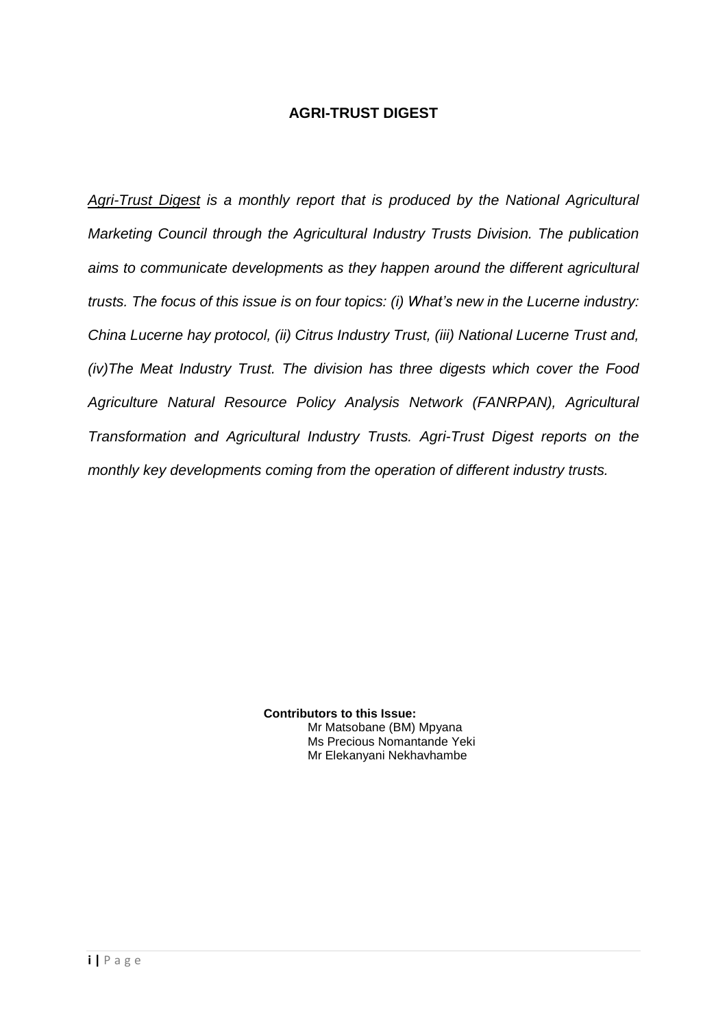# AGRI-TRUST DIGEST

*Agri-Trust Digest is a monthly report that is produced by the National Agricultural Marketing Council through the Agricultural Industry Trusts Division. The publication aims to communicate developments as they happen around the different agricultural trusts. The focus of this issue is on four topics: (i) What's new in the Lucerne industry: China Lucerne hay protocol, (ii) Citrus Industry Trust, (iii) National Lucerne Trust and, (iv)The Meat Industry Trust. The division has three digests which cover the Food Agriculture Natural Resource Policy Analysis Network (FANRPAN), Agricultural Transformation and Agricultural Industry Trusts. Agri-Trust Digest reports on the monthly key developments coming from the operation of different industry trusts.*

**Contributors to this Issue:**

Mr Matsobane (BM) Mpyana
Ms Precious Nomantande Yeki
Mr Elekanyani Nekhavhambe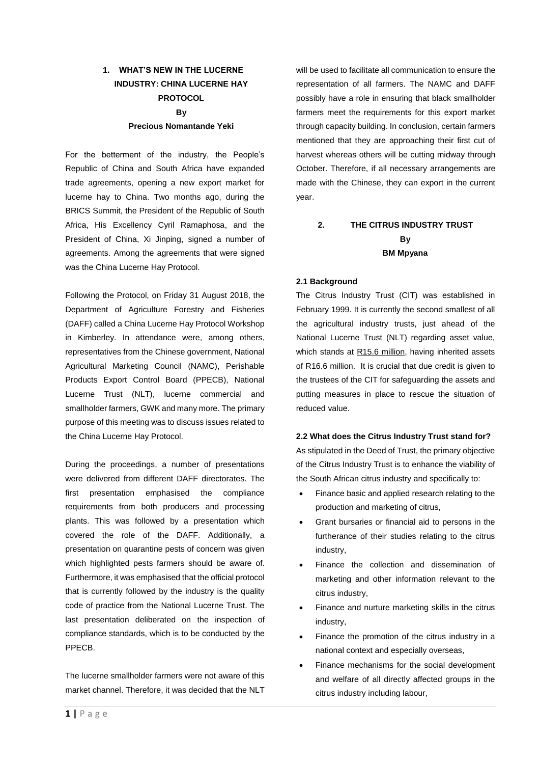## 1. WHAT'S NEW IN THE LUCERNE INDUSTRY: CHINA LUCERNE HAY PROTOCOL

**By**

**Precious Nomantande Yeki**

For the betterment of the industry, the People's Republic of China and South Africa have expanded trade agreements, opening a new export market for lucerne hay to China. Two months ago, during the BRICS Summit, the President of the Republic of South Africa, His Excellency Cyril Ramaphosa, and the President of China, Xi Jinping, signed a number of agreements. Among the agreements that were signed was the China Lucerne Hay Protocol.

Following the Protocol, on Friday 31 August 2018, the Department of Agriculture Forestry and Fisheries (DAFF) called a China Lucerne Hay Protocol Workshop in Kimberley. In attendance were, among others, representatives from the Chinese government, National Agricultural Marketing Council (NAMC), Perishable Products Export Control Board (PPECB), National Lucerne Trust (NLT), lucerne commercial and smallholder farmers, GWK and many more. The primary purpose of this meeting was to discuss issues related to the China Lucerne Hay Protocol.

During the proceedings, a number of presentations were delivered from different DAFF directorates. The first presentation emphasised the compliance requirements from both producers and processing plants. This was followed by a presentation which covered the role of the DAFF. Additionally, a presentation on quarantine pests of concern was given which highlighted pests farmers should be aware of. Furthermore, it was emphasised that the official protocol that is currently followed by the industry is the quality code of practice from the National Lucerne Trust. The last presentation deliberated on the inspection of compliance standards, which is to be conducted by the PPECB.

The lucerne smallholder farmers were not aware of this market channel. Therefore, it was decided that the NLT will be used to facilitate all communication to ensure the representation of all farmers. The NAMC and DAFF possibly have a role in ensuring that black smallholder farmers meet the requirements for this export market through capacity building. In conclusion, certain farmers mentioned that they are approaching their first cut of harvest whereas others will be cutting midway through October. Therefore, if all necessary arrangements are made with the Chinese, they can export in the current year.

## 2. THE CITRUS INDUSTRY TRUST

**By**

**BM Mpyana**

### 2.1 Background

The Citrus Industry Trust (CIT) was established in February 1999. It is currently the second smallest of all the agricultural industry trusts, just ahead of the National Lucerne Trust (NLT) regarding asset value, which stands at R15.6 million, having inherited assets of R16.6 million. It is crucial that due credit is given to the trustees of the CIT for safeguarding the assets and putting measures in place to rescue the situation of reduced value.

### 2.2 What does the Citrus Industry Trust stand for?

As stipulated in the Deed of Trust, the primary objective of the Citrus Industry Trust is to enhance the viability of the South African citrus industry and specifically to:

- Finance basic and applied research relating to the production and marketing of citrus,
- Grant bursaries or financial aid to persons in the furtherance of their studies relating to the citrus industry,
- Finance the collection and dissemination of marketing and other information relevant to the citrus industry,
- Finance and nurture marketing skills in the citrus industry,
- Finance the promotion of the citrus industry in a national context and especially overseas,
- Finance mechanisms for the social development and welfare of all directly affected groups in the citrus industry including labour,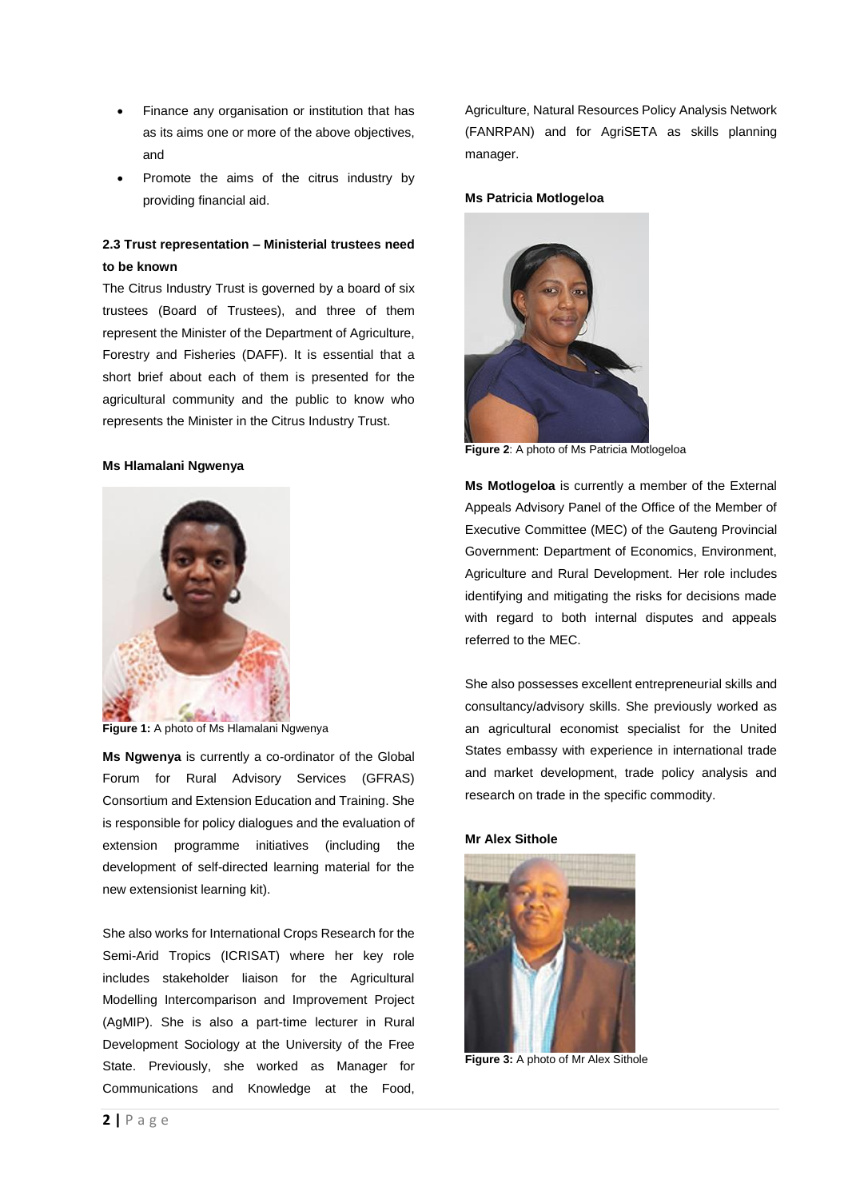- Finance any organisation or institution that has as its aims one or more of the above objectives, and
- Promote the aims of the citrus industry by providing financial aid.

### 2.3 Trust representation – Ministerial trustees need to be known

The Citrus Industry Trust is governed by a board of six trustees (Board of Trustees), and three of them represent the Minister of the Department of Agriculture, Forestry and Fisheries (DAFF). It is essential that a short brief about each of them is presented for the agricultural community and the public to know who represents the Minister in the Citrus Industry Trust.

**Ms Hlamalani Ngwenya**

**Figure 1:** A photo of Ms Hlamalani Ngwenya

**Ms Ngwenya** is currently a co-ordinator of the Global Forum for Rural Advisory Services (GFRAS) Consortium and Extension Education and Training. She is responsible for policy dialogues and the evaluation of extension programme initiatives (including the development of self-directed learning material for the new extensionist learning kit).

She also works for International Crops Research for the Semi-Arid Tropics (ICRISAT) where her key role includes stakeholder liaison for the Agricultural Modelling Intercomparison and Improvement Project (AgMIP). She is also a part-time lecturer in Rural Development Sociology at the University of the Free State. Previously, she worked as Manager for Communications and Knowledge at the Food, Agriculture, Natural Resources Policy Analysis Network (FANRPAN) and for AgriSETA as skills planning manager.

**Ms Patricia Motlogeloa**

**Figure 2**: A photo of Ms Patricia Motlogeloa

**Ms Motlogeloa** is currently a member of the External Appeals Advisory Panel of the Office of the Member of Executive Committee (MEC) of the Gauteng Provincial Government: Department of Economics, Environment, Agriculture and Rural Development. Her role includes identifying and mitigating the risks for decisions made with regard to both internal disputes and appeals referred to the MEC.

She also possesses excellent entrepreneurial skills and consultancy/advisory skills. She previously worked as an agricultural economist specialist for the United States embassy with experience in international trade and market development, trade policy analysis and research on trade in the specific commodity.

**Mr Alex Sithole**

**Figure 3:** A photo of Mr Alex Sithole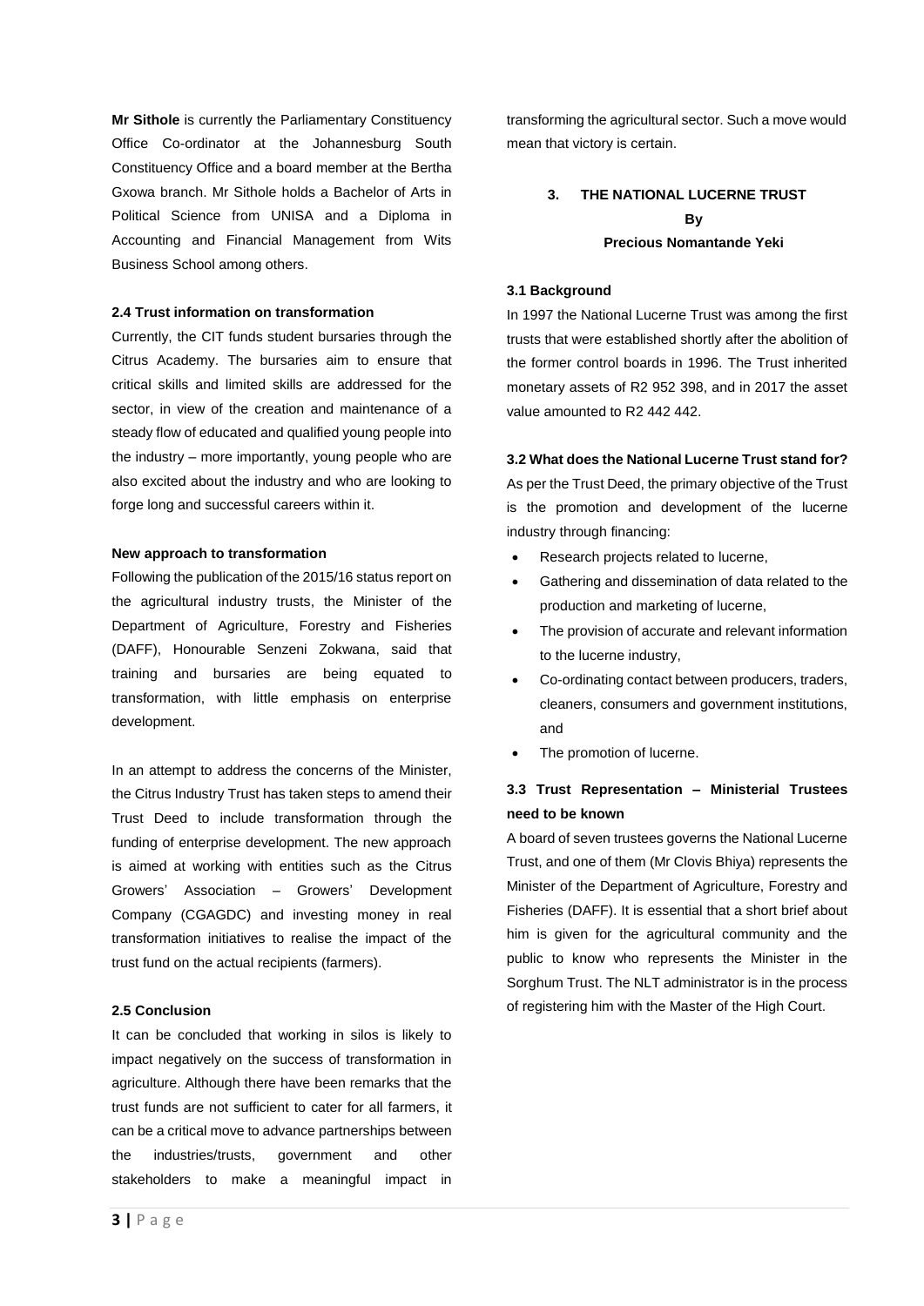**Mr Sithole** is currently the Parliamentary Constituency Office Co-ordinator at the Johannesburg South Constituency Office and a board member at the Bertha Gxowa branch. Mr Sithole holds a Bachelor of Arts in Political Science from UNISA and a Diploma in Accounting and Financial Management from Wits Business School among others.

#### 2.4 Trust information on transformation

Currently, the CIT funds student bursaries through the Citrus Academy. The bursaries aim to ensure that critical skills and limited skills are addressed for the sector, in view of the creation and maintenance of a steady flow of educated and qualified young people into the industry – more importantly, young people who are also excited about the industry and who are looking to forge long and successful careers within it.

**New approach to transformation**

Following the publication of the 2015/16 status report on the agricultural industry trusts, the Minister of the Department of Agriculture, Forestry and Fisheries (DAFF), Honourable Senzeni Zokwana, said that training and bursaries are being equated to transformation, with little emphasis on enterprise development.

In an attempt to address the concerns of the Minister, the Citrus Industry Trust has taken steps to amend their Trust Deed to include transformation through the funding of enterprise development. The new approach is aimed at working with entities such as the Citrus Growers' Association – Growers' Development Company (CGAGDC) and investing money in real transformation initiatives to realise the impact of the trust fund on the actual recipients (farmers).

#### 2.5 Conclusion

It can be concluded that working in silos is likely to impact negatively on the success of transformation in agriculture. Although there have been remarks that the trust funds are not sufficient to cater for all farmers, it can be a critical move to advance partnerships between the industries/trusts, government and other stakeholders to make a meaningful impact in transforming the agricultural sector. Such a move would mean that victory is certain.

## 3. THE NATIONAL LUCERNE TRUST

**By**

**Precious Nomantande Yeki**

#### 3.1 Background

In 1997 the National Lucerne Trust was among the first trusts that were established shortly after the abolition of the former control boards in 1996. The Trust inherited monetary assets of R2 952 398, and in 2017 the asset value amounted to R2 442 442.

#### 3.2 What does the National Lucerne Trust stand for?

As per the Trust Deed, the primary objective of the Trust is the promotion and development of the lucerne industry through financing:

- Research projects related to lucerne,
- Gathering and dissemination of data related to the production and marketing of lucerne,
- The provision of accurate and relevant information to the lucerne industry,
- Co-ordinating contact between producers, traders, cleaners, consumers and government institutions, and
- The promotion of lucerne.

#### 3.3 Trust Representation – Ministerial Trustees need to be known

A board of seven trustees governs the National Lucerne Trust, and one of them (Mr Clovis Bhiya) represents the Minister of the Department of Agriculture, Forestry and Fisheries (DAFF). It is essential that a short brief about him is given for the agricultural community and the public to know who represents the Minister in the Sorghum Trust. The NLT administrator is in the process of registering him with the Master of the High Court.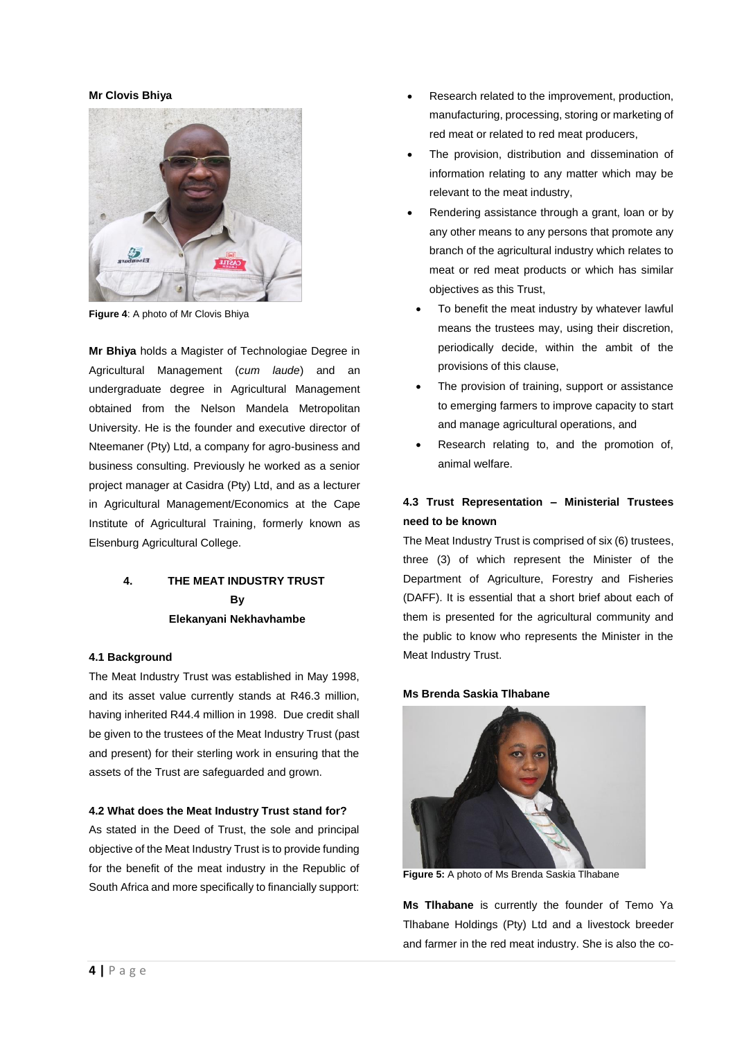**Mr Clovis Bhiya**

**Figure 4**: A photo of Mr Clovis Bhiya

**Mr Bhiya** holds a Magister of Technologiae Degree in Agricultural Management (*cum laude*) and an undergraduate degree in Agricultural Management obtained from the Nelson Mandela Metropolitan University. He is the founder and executive director of Nteemaner (Pty) Ltd, a company for agro-business and business consulting. Previously he worked as a senior project manager at Casidra (Pty) Ltd, and as a lecturer in Agricultural Management/Economics at the Cape Institute of Agricultural Training, formerly known as Elsenburg Agricultural College.

## 4. THE MEAT INDUSTRY TRUST

**By**

**Elekanyani Nekhavhambe**

### 4.1 Background

The Meat Industry Trust was established in May 1998, and its asset value currently stands at R46.3 million, having inherited R44.4 million in 1998. Due credit shall be given to the trustees of the Meat Industry Trust (past and present) for their sterling work in ensuring that the assets of the Trust are safeguarded and grown.

### 4.2 What does the Meat Industry Trust stand for?

As stated in the Deed of Trust, the sole and principal objective of the Meat Industry Trust is to provide funding for the benefit of the meat industry in the Republic of South Africa and more specifically to financially support:

- Research related to the improvement, production, manufacturing, processing, storing or marketing of red meat or related to red meat producers,
- The provision, distribution and dissemination of information relating to any matter which may be relevant to the meat industry,
- Rendering assistance through a grant, loan or by any other means to any persons that promote any branch of the agricultural industry which relates to meat or red meat products or which has similar objectives as this Trust,
- To benefit the meat industry by whatever lawful means the trustees may, using their discretion, periodically decide, within the ambit of the provisions of this clause,
- The provision of training, support or assistance to emerging farmers to improve capacity to start and manage agricultural operations, and
- Research relating to, and the promotion of, animal welfare.

### 4.3 Trust Representation – Ministerial Trustees need to be known

The Meat Industry Trust is comprised of six (6) trustees, three (3) of which represent the Minister of the Department of Agriculture, Forestry and Fisheries (DAFF). It is essential that a short brief about each of them is presented for the agricultural community and the public to know who represents the Minister in the Meat Industry Trust.

**Ms Brenda Saskia Tlhabane**

**Figure 5:** A photo of Ms Brenda Saskia Tlhabane

**Ms Tlhabane** is currently the founder of Temo Ya Tlhabane Holdings (Pty) Ltd and a livestock breeder and farmer in the red meat industry. She is also the co-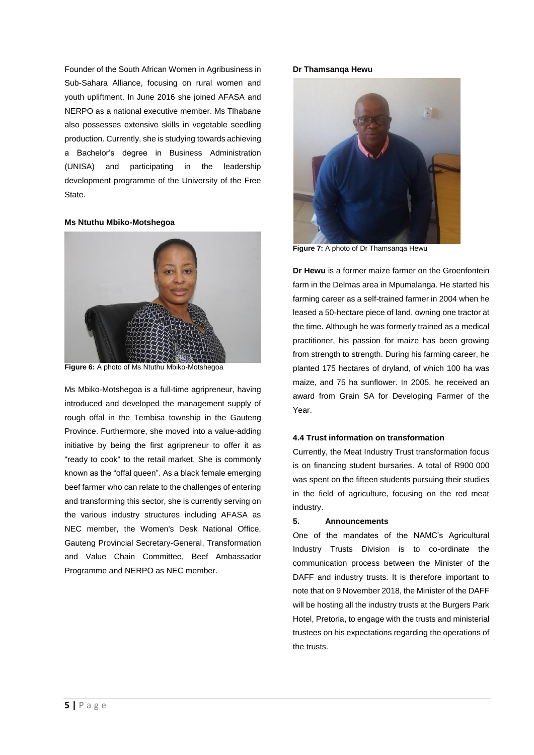Founder of the South African Women in Agribusiness in Sub-Sahara Alliance, focusing on rural women and youth upliftment. In June 2016 she joined AFASA and NERPO as a national executive member. Ms Tlhabane also possesses extensive skills in vegetable seedling production. Currently, she is studying towards achieving a Bachelor's degree in Business Administration (UNISA) and participating in the leadership development programme of the University of the Free State.

**Ms Ntuthu Mbiko-Motshegoa**

**Figure 6:** A photo of Ms Ntuthu Mbiko-Motshegoa

Ms Mbiko-Motshegoa is a full-time agripreneur, having introduced and developed the management supply of rough offal in the Tembisa township in the Gauteng Province. Furthermore, she moved into a value-adding initiative by being the first agripreneur to offer it as "ready to cook" to the retail market. She is commonly known as the "offal queen". As a black female emerging beef farmer who can relate to the challenges of entering and transforming this sector, she is currently serving on the various industry structures including AFASA as NEC member, the Women's Desk National Office, Gauteng Provincial Secretary-General, Transformation and Value Chain Committee, Beef Ambassador Programme and NERPO as NEC member.

**Dr Thamsanqa Hewu**

**Figure 7:** A photo of Dr Thamsanqa Hewu

**Dr Hewu** is a former maize farmer on the Groenfontein farm in the Delmas area in Mpumalanga. He started his farming career as a self-trained farmer in 2004 when he leased a 50-hectare piece of land, owning one tractor at the time. Although he was formerly trained as a medical practitioner, his passion for maize has been growing from strength to strength. During his farming career, he planted 175 hectares of dryland, of which 100 ha was maize, and 75 ha sunflower. In 2005, he received an award from Grain SA for Developing Farmer of the Year.

### 4.4 Trust information on transformation

Currently, the Meat Industry Trust transformation focus is on financing student bursaries. A total of R900 000 was spent on the fifteen students pursuing their studies in the field of agriculture, focusing on the red meat industry.

## 5. Announcements

One of the mandates of the NAMC's Agricultural Industry Trusts Division is to co-ordinate the communication process between the Minister of the DAFF and industry trusts. It is therefore important to note that on 9 November 2018, the Minister of the DAFF will be hosting all the industry trusts at the Burgers Park Hotel, Pretoria, to engage with the trusts and ministerial trustees on his expectations regarding the operations of the trusts.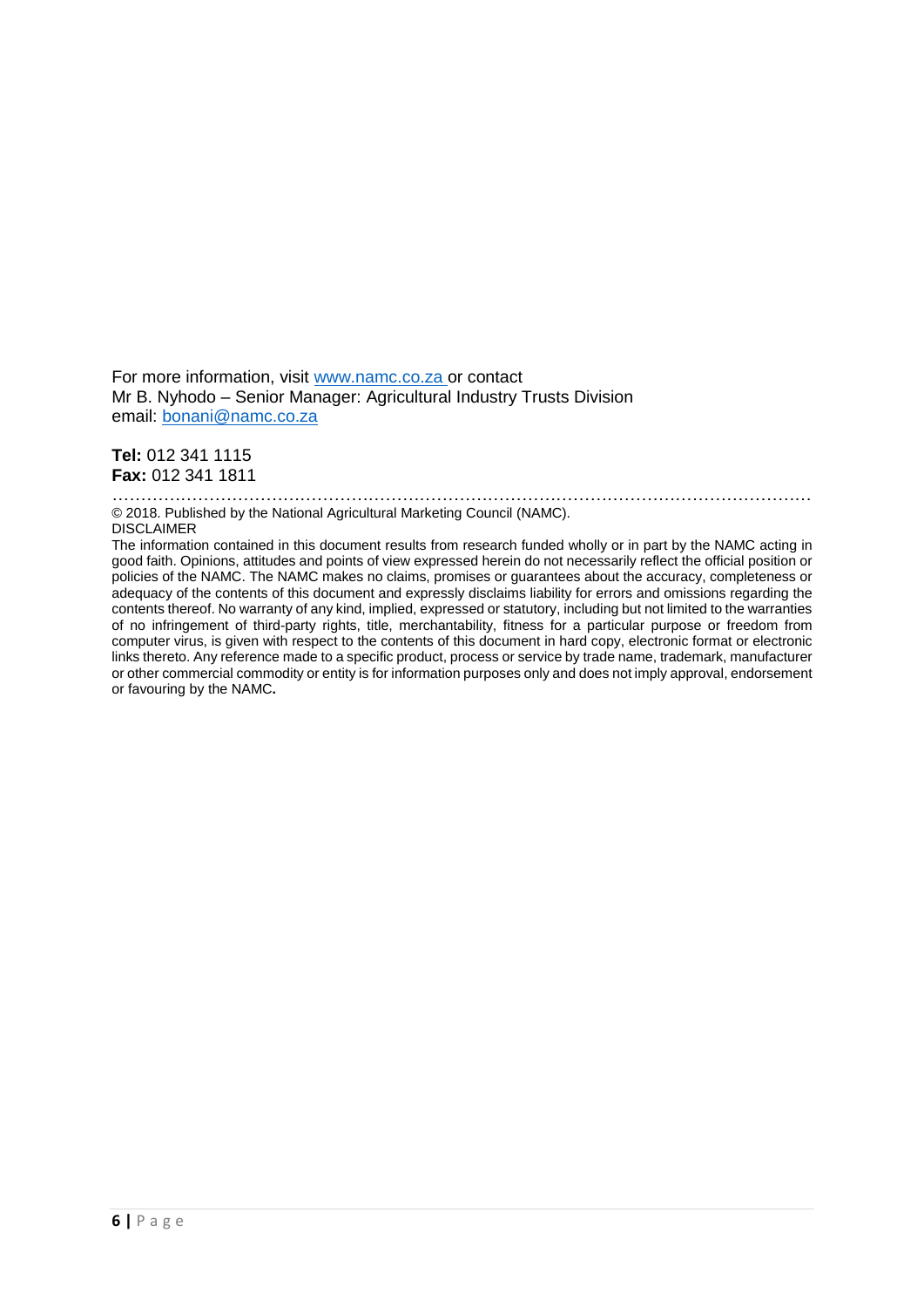For more information, visit [www.namc.co.za](http://www.namc.co.za) or contact
Mr B. Nyhodo – Senior Manager: Agricultural Industry Trusts Division
email: [bonani@namc.co.za](mailto:bonani@namc.co.za)

**Tel:** 012 341 1115
**Fax:** 012 341 1811

……………………………………………………………………………………………………………

© 2018. Published by the National Agricultural Marketing Council (NAMC).
DISCLAIMER
The information contained in this document results from research funded wholly or in part by the NAMC acting in good faith. Opinions, attitudes and points of view expressed herein do not necessarily reflect the official position or policies of the NAMC. The NAMC makes no claims, promises or guarantees about the accuracy, completeness or adequacy of the contents of this document and expressly disclaims liability for errors and omissions regarding the contents thereof. No warranty of any kind, implied, expressed or statutory, including but not limited to the warranties of no infringement of third-party rights, title, merchantability, fitness for a particular purpose or freedom from computer virus, is given with respect to the contents of this document in hard copy, electronic format or electronic links thereto. Any reference made to a specific product, process or service by trade name, trademark, manufacturer or other commercial commodity or entity is for information purposes only and does not imply approval, endorsement or favouring by the NAMC**.**